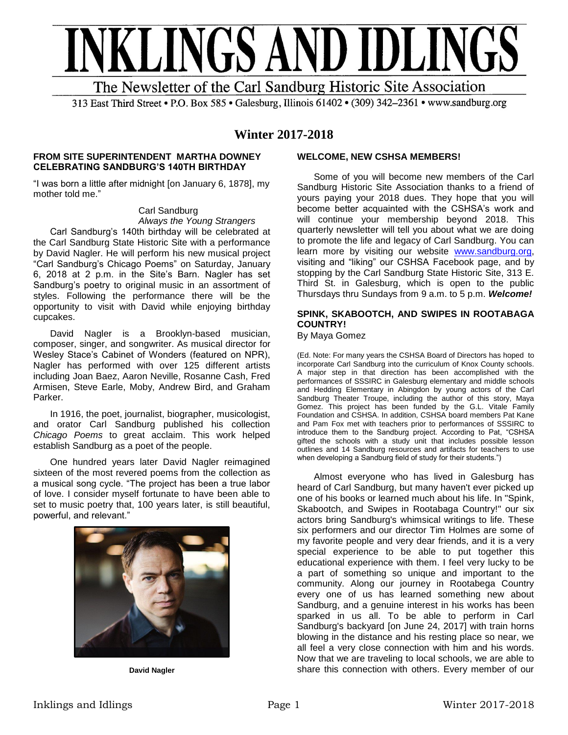# INKLINGS AND IDLINGS

The Newsletter of the Carl Sandburg Historic Site Association

313 East Third Street • P.O. Box 585 • Galesburg, Illinois 61402 • (309) 342–2361 • www.sandburg.org

## Winter 2017-2018

### FROM SITE SUPERINTENDENT MARTHA DOWNEY CELEBRATING SANDBURG'S 140TH BIRTHDAY

"I was born a little after midnight [on January 6, 1878], my mother told me."

Carl Sandburg
*Always the Young Strangers*

Carl Sandburg's 140th birthday will be celebrated at the Carl Sandburg State Historic Site with a performance by David Nagler. He will perform his new musical project "Carl Sandburg's Chicago Poems" on Saturday, January 6, 2018 at 2 p.m. in the Site's Barn. Nagler has set Sandburg's poetry to original music in an assortment of styles. Following the performance there will be the opportunity to visit with David while enjoying birthday cupcakes.

David Nagler is a Brooklyn-based musician, composer, singer, and songwriter. As musical director for Wesley Stace's Cabinet of Wonders (featured on NPR), Nagler has performed with over 125 different artists including Joan Baez, Aaron Neville, Rosanne Cash, Fred Armisen, Steve Earle, Moby, Andrew Bird, and Graham Parker.

In 1916, the poet, journalist, biographer, musicologist, and orator Carl Sandburg published his collection *Chicago Poems* to great acclaim. This work helped establish Sandburg as a poet of the people.

One hundred years later David Nagler reimagined sixteen of the most revered poems from the collection as a musical song cycle. "The project has been a true labor of love. I consider myself fortunate to have been able to set to music poetry that, 100 years later, is still beautiful, powerful, and relevant."

**David Nagler**

### WELCOME, NEW CSHSA MEMBERS!

Some of you will become new members of the Carl Sandburg Historic Site Association thanks to a friend of yours paying your 2018 dues. They hope that you will become better acquainted with the CSHSA's work and will continue your membership beyond 2018. This quarterly newsletter will tell you about what we are doing to promote the life and legacy of Carl Sandburg. You can learn more by visiting our website www.sandburg.org, visiting and "liking" our CSHSA Facebook page, and by stopping by the Carl Sandburg State Historic Site, 313 E. Third St. in Galesburg, which is open to the public Thursdays thru Sundays from 9 a.m. to 5 p.m. ***Welcome!***

### SPINK, SKABOOTCH, AND SWIPES IN ROOTABAGA COUNTRY!

By Maya Gomez

(Ed. Note: For many years the CSHSA Board of Directors has hoped to incorporate Carl Sandburg into the curriculum of Knox County schools. A major step in that direction has been accomplished with the performances of SSSIRC in Galesburg elementary and middle schools and Hedding Elementary in Abingdon by young actors of the Carl Sandburg Theater Troupe, including the author of this story, Maya Gomez. This project has been funded by the G.L. Vitale Family Foundation and CSHSA. In addition, CSHSA board members Pat Kane and Pam Fox met with teachers prior to performances of SSSIRC to introduce them to the Sandburg project. According to Pat, "CSHSA gifted the schools with a study unit that includes possible lesson outlines and 14 Sandburg resources and artifacts for teachers to use when developing a Sandburg field of study for their students.")

Almost everyone who has lived in Galesburg has heard of Carl Sandburg, but many haven't ever picked up one of his books or learned much about his life. In "Spink, Skabootch, and Swipes in Rootabaga Country!" our six actors bring Sandburg's whimsical writings to life. These six performers and our director Tim Holmes are some of my favorite people and very dear friends, and it is a very special experience to be able to put together this educational experience with them. I feel very lucky to be a part of something so unique and important to the community. Along our journey in Rootabega Country every one of us has learned something new about Sandburg, and a genuine interest in his works has been sparked in us all. To be able to perform in Carl Sandburg's backyard [on June 24, 2017] with train horns blowing in the distance and his resting place so near, we all feel a very close connection with him and his words. Now that we are traveling to local schools, we are able to share this connection with others. Every member of our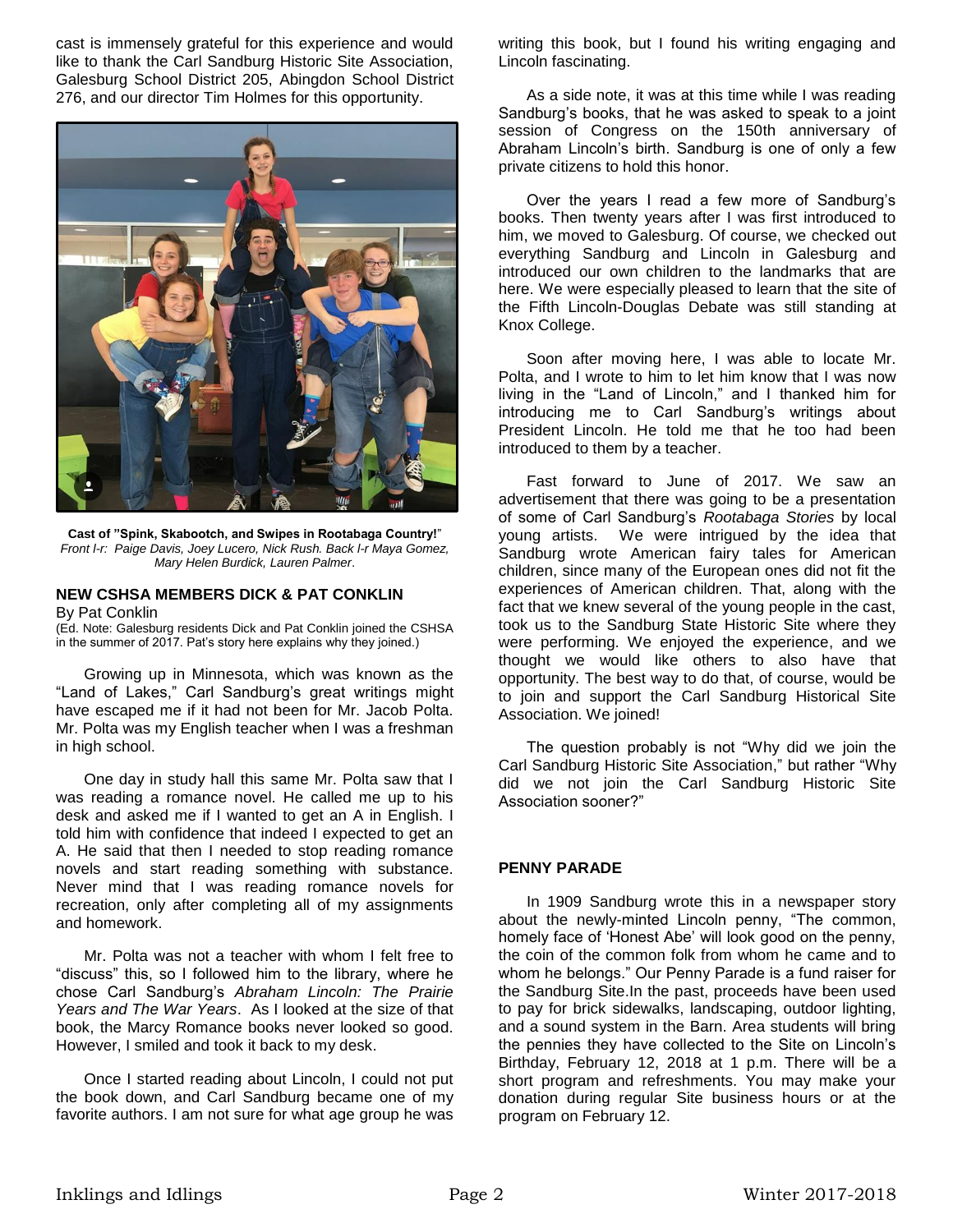cast is immensely grateful for this experience and would like to thank the Carl Sandburg Historic Site Association, Galesburg School District 205, Abingdon School District 276, and our director Tim Holmes for this opportunity.

**Cast of "Spink, Skabootch, and Swipes in Rootabaga Country!"**
*Front l-r: Paige Davis, Joey Lucero, Nick Rush. Back l-r Maya Gomez, Mary Helen Burdick, Lauren Palmer.*

### NEW CSHSA MEMBERS DICK & PAT CONKLIN

By Pat Conklin

(Ed. Note: Galesburg residents Dick and Pat Conklin joined the CSHSA in the summer of 2017. Pat's story here explains why they joined.)

Growing up in Minnesota, which was known as the "Land of Lakes," Carl Sandburg's great writings might have escaped me if it had not been for Mr. Jacob Polta. Mr. Polta was my English teacher when I was a freshman in high school.

One day in study hall this same Mr. Polta saw that I was reading a romance novel. He called me up to his desk and asked me if I wanted to get an A in English. I told him with confidence that indeed I expected to get an A. He said that then I needed to stop reading romance novels and start reading something with substance. Never mind that I was reading romance novels for recreation, only after completing all of my assignments and homework.

Mr. Polta was not a teacher with whom I felt free to "discuss" this, so I followed him to the library, where he chose Carl Sandburg's *Abraham Lincoln: The Prairie Years and The War Years*. As I looked at the size of that book, the Marcy Romance books never looked so good. However, I smiled and took it back to my desk.

Once I started reading about Lincoln, I could not put the book down, and Carl Sandburg became one of my favorite authors. I am not sure for what age group he was writing this book, but I found his writing engaging and Lincoln fascinating.

As a side note, it was at this time while I was reading Sandburg's books, that he was asked to speak to a joint session of Congress on the 150th anniversary of Abraham Lincoln's birth. Sandburg is one of only a few private citizens to hold this honor.

Over the years I read a few more of Sandburg's books. Then twenty years after I was first introduced to him, we moved to Galesburg. Of course, we checked out everything Sandburg and Lincoln in Galesburg and introduced our own children to the landmarks that are here. We were especially pleased to learn that the site of the Fifth Lincoln-Douglas Debate was still standing at Knox College.

Soon after moving here, I was able to locate Mr. Polta, and I wrote to him to let him know that I was now living in the "Land of Lincoln," and I thanked him for introducing me to Carl Sandburg's writings about President Lincoln. He told me that he too had been introduced to them by a teacher.

Fast forward to June of 2017. We saw an advertisement that there was going to be a presentation of some of Carl Sandburg's *Rootabaga Stories* by local young artists. We were intrigued by the idea that Sandburg wrote American fairy tales for American children, since many of the European ones did not fit the experiences of American children. That, along with the fact that we knew several of the young people in the cast, took us to the Sandburg State Historic Site where they were performing. We enjoyed the experience, and we thought we would like others to also have that opportunity. The best way to do that, of course, would be to join and support the Carl Sandburg Historical Site Association. We joined!

The question probably is not "Why did we join the Carl Sandburg Historic Site Association," but rather "Why did we not join the Carl Sandburg Historic Site Association sooner?"

### PENNY PARADE

In 1909 Sandburg wrote this in a newspaper story about the newly-minted Lincoln penny, "The common, homely face of 'Honest Abe' will look good on the penny, the coin of the common folk from whom he came and to whom he belongs." Our Penny Parade is a fund raiser for the Sandburg Site.In the past, proceeds have been used to pay for brick sidewalks, landscaping, outdoor lighting, and a sound system in the Barn. Area students will bring the pennies they have collected to the Site on Lincoln's Birthday, February 12, 2018 at 1 p.m. There will be a short program and refreshments. You may make your donation during regular Site business hours or at the program on February 12.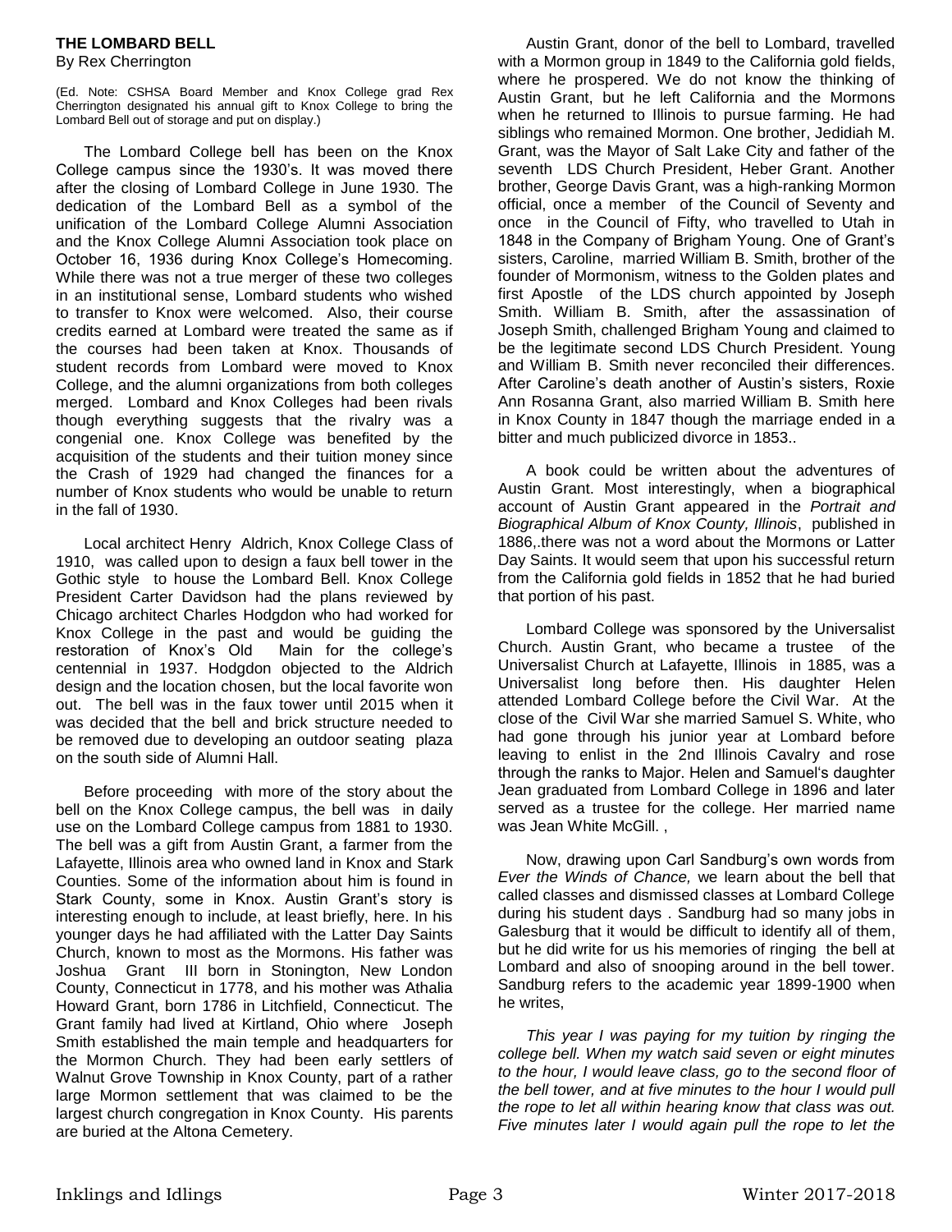## THE LOMBARD BELL

By Rex Cherrington

(Ed. Note: CSHSA Board Member and Knox College grad Rex Cherrington designated his annual gift to Knox College to bring the Lombard Bell out of storage and put on display.)

The Lombard College bell has been on the Knox College campus since the 1930's. It was moved there after the closing of Lombard College in June 1930. The dedication of the Lombard Bell as a symbol of the unification of the Lombard College Alumni Association and the Knox College Alumni Association took place on October 16, 1936 during Knox College's Homecoming. While there was not a true merger of these two colleges in an institutional sense, Lombard students who wished to transfer to Knox were welcomed. Also, their course credits earned at Lombard were treated the same as if the courses had been taken at Knox. Thousands of student records from Lombard were moved to Knox College, and the alumni organizations from both colleges merged. Lombard and Knox Colleges had been rivals though everything suggests that the rivalry was a congenial one. Knox College was benefited by the acquisition of the students and their tuition money since the Crash of 1929 had changed the finances for a number of Knox students who would be unable to return in the fall of 1930.

Local architect Henry Aldrich, Knox College Class of 1910, was called upon to design a faux bell tower in the Gothic style to house the Lombard Bell. Knox College President Carter Davidson had the plans reviewed by Chicago architect Charles Hodgdon who had worked for Knox College in the past and would be guiding the restoration of Knox's Old Main for the college's centennial in 1937. Hodgdon objected to the Aldrich design and the location chosen, but the local favorite won out. The bell was in the faux tower until 2015 when it was decided that the bell and brick structure needed to be removed due to developing an outdoor seating plaza on the south side of Alumni Hall.

Before proceeding with more of the story about the bell on the Knox College campus, the bell was in daily use on the Lombard College campus from 1881 to 1930. The bell was a gift from Austin Grant, a farmer from the Lafayette, Illinois area who owned land in Knox and Stark Counties. Some of the information about him is found in Stark County, some in Knox. Austin Grant's story is interesting enough to include, at least briefly, here. In his younger days he had affiliated with the Latter Day Saints Church, known to most as the Mormons. His father was Joshua Grant III born in Stonington, New London County, Connecticut in 1778, and his mother was Athalia Howard Grant, born 1786 in Litchfield, Connecticut. The Grant family had lived at Kirtland, Ohio where Joseph Smith established the main temple and headquarters for the Mormon Church. They had been early settlers of Walnut Grove Township in Knox County, part of a rather large Mormon settlement that was claimed to be the largest church congregation in Knox County. His parents are buried at the Altona Cemetery.

Austin Grant, donor of the bell to Lombard, travelled with a Mormon group in 1849 to the California gold fields, where he prospered. We do not know the thinking of Austin Grant, but he left California and the Mormons when he returned to Illinois to pursue farming. He had siblings who remained Mormon. One brother, Jedidiah M. Grant, was the Mayor of Salt Lake City and father of the seventh LDS Church President, Heber Grant. Another brother, George Davis Grant, was a high-ranking Mormon official, once a member of the Council of Seventy and once in the Council of Fifty, who travelled to Utah in 1848 in the Company of Brigham Young. One of Grant's sisters, Caroline, married William B. Smith, brother of the founder of Mormonism, witness to the Golden plates and first Apostle of the LDS church appointed by Joseph Smith. William B. Smith, after the assassination of Joseph Smith, challenged Brigham Young and claimed to be the legitimate second LDS Church President. Young and William B. Smith never reconciled their differences. After Caroline's death another of Austin's sisters, Roxie Ann Rosanna Grant, also married William B. Smith here in Knox County in 1847 though the marriage ended in a bitter and much publicized divorce in 1853..

A book could be written about the adventures of Austin Grant. Most interestingly, when a biographical account of Austin Grant appeared in the *Portrait and Biographical Album of Knox County, Illinois*, published in 1886,.there was not a word about the Mormons or Latter Day Saints. It would seem that upon his successful return from the California gold fields in 1852 that he had buried that portion of his past.

Lombard College was sponsored by the Universalist Church. Austin Grant, who became a trustee of the Universalist Church at Lafayette, Illinois in 1885, was a Universalist long before then. His daughter Helen attended Lombard College before the Civil War. At the close of the Civil War she married Samuel S. White, who had gone through his junior year at Lombard before leaving to enlist in the 2nd Illinois Cavalry and rose through the ranks to Major. Helen and Samuel's daughter Jean graduated from Lombard College in 1896 and later served as a trustee for the college. Her married name was Jean White McGill. ,

Now, drawing upon Carl Sandburg's own words from *Ever the Winds of Chance,* we learn about the bell that called classes and dismissed classes at Lombard College during his student days . Sandburg had so many jobs in Galesburg that it would be difficult to identify all of them, but he did write for us his memories of ringing the bell at Lombard and also of snooping around in the bell tower. Sandburg refers to the academic year 1899-1900 when he writes,

*This year I was paying for my tuition by ringing the college bell. When my watch said seven or eight minutes to the hour, I would leave class, go to the second floor of the bell tower, and at five minutes to the hour I would pull the rope to let all within hearing know that class was out. Five minutes later I would again pull the rope to let the*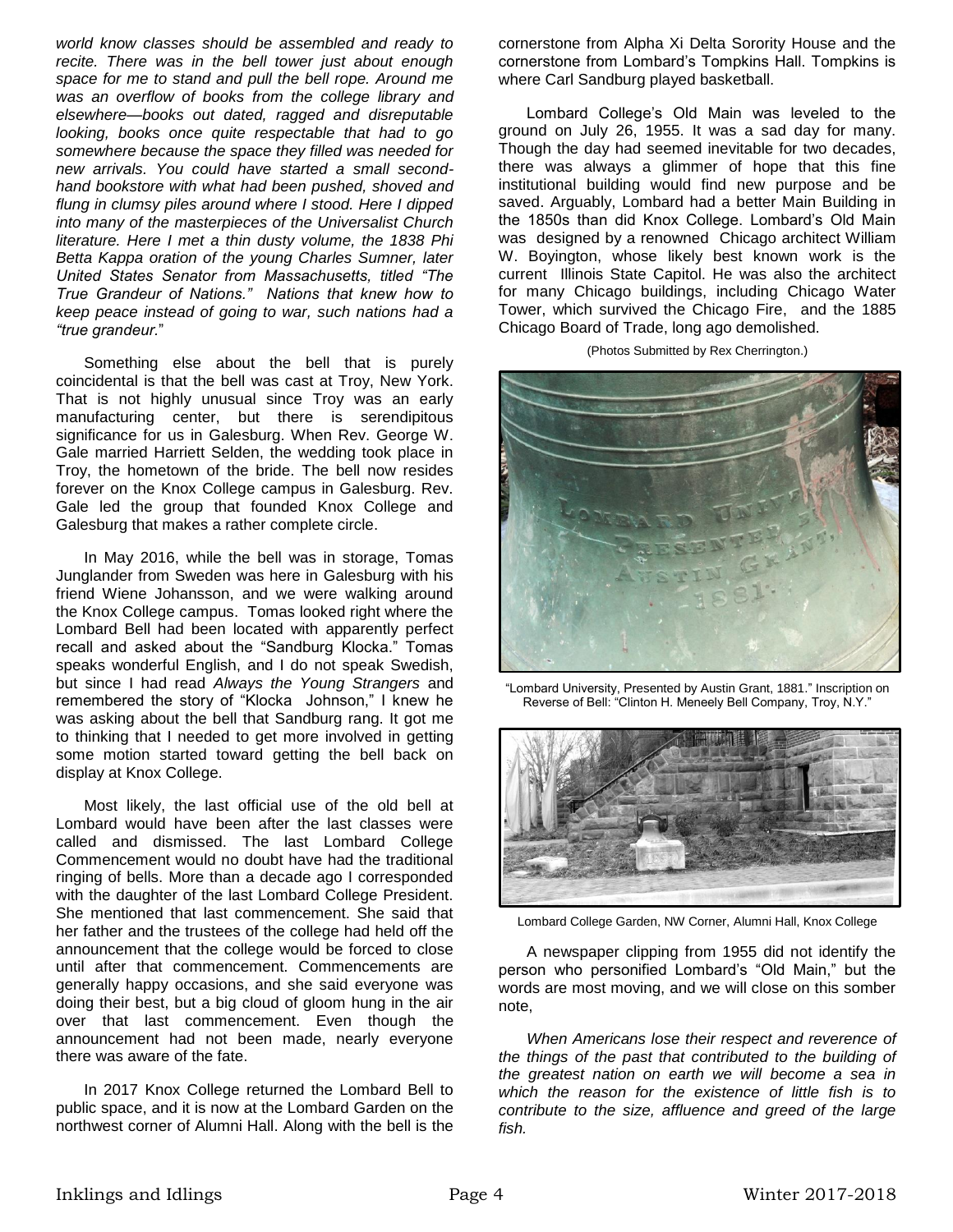*world know classes should be assembled and ready to recite. There was in the bell tower just about enough space for me to stand and pull the bell rope. Around me was an overflow of books from the college library and elsewhere—books out dated, ragged and disreputable looking, books once quite respectable that had to go somewhere because the space they filled was needed for new arrivals. You could have started a small second-hand bookstore with what had been pushed, shoved and flung in clumsy piles around where I stood. Here I dipped into many of the masterpieces of the Universalist Church literature. Here I met a thin dusty volume, the 1838 Phi Betta Kappa oration of the young Charles Sumner, later United States Senator from Massachusetts, titled "The True Grandeur of Nations." Nations that knew how to keep peace instead of going to war, such nations had a "true grandeur.*"

Something else about the bell that is purely coincidental is that the bell was cast at Troy, New York. That is not highly unusual since Troy was an early manufacturing center, but there is serendipitous significance for us in Galesburg. When Rev. George W. Gale married Harriett Selden, the wedding took place in Troy, the hometown of the bride. The bell now resides forever on the Knox College campus in Galesburg. Rev. Gale led the group that founded Knox College and Galesburg that makes a rather complete circle.

In May 2016, while the bell was in storage, Tomas Junglander from Sweden was here in Galesburg with his friend Wiene Johansson, and we were walking around the Knox College campus. Tomas looked right where the Lombard Bell had been located with apparently perfect recall and asked about the "Sandburg Klocka." Tomas speaks wonderful English, and I do not speak Swedish, but since I had read *Always the Young Strangers* and remembered the story of "Klocka Johnson," I knew he was asking about the bell that Sandburg rang. It got me to thinking that I needed to get more involved in getting some motion started toward getting the bell back on display at Knox College.

Most likely, the last official use of the old bell at Lombard would have been after the last classes were called and dismissed. The last Lombard College Commencement would no doubt have had the traditional ringing of bells. More than a decade ago I corresponded with the daughter of the last Lombard College President. She mentioned that last commencement. She said that her father and the trustees of the college had held off the announcement that the college would be forced to close until after that commencement. Commencements are generally happy occasions, and she said everyone was doing their best, but a big cloud of gloom hung in the air over that last commencement. Even though the announcement had not been made, nearly everyone there was aware of the fate.

In 2017 Knox College returned the Lombard Bell to public space, and it is now at the Lombard Garden on the northwest corner of Alumni Hall. Along with the bell is the cornerstone from Alpha Xi Delta Sorority House and the cornerstone from Lombard's Tompkins Hall. Tompkins is where Carl Sandburg played basketball.

Lombard College's Old Main was leveled to the ground on July 26, 1955. It was a sad day for many. Though the day had seemed inevitable for two decades, there was always a glimmer of hope that this fine institutional building would find new purpose and be saved. Arguably, Lombard had a better Main Building in the 1850s than did Knox College. Lombard's Old Main was designed by a renowned Chicago architect William W. Boyington, whose likely best known work is the current Illinois State Capitol. He was also the architect for many Chicago buildings, including Chicago Water Tower, which survived the Chicago Fire, and the 1885 Chicago Board of Trade, long ago demolished.

(Photos Submitted by Rex Cherrington.)

"Lombard University, Presented by Austin Grant, 1881." Inscription on Reverse of Bell: "Clinton H. Meneely Bell Company, Troy, N.Y."

Lombard College Garden, NW Corner, Alumni Hall, Knox College

A newspaper clipping from 1955 did not identify the person who personified Lombard's "Old Main," but the words are most moving, and we will close on this somber note,

*When Americans lose their respect and reverence of the things of the past that contributed to the building of the greatest nation on earth we will become a sea in which the reason for the existence of little fish is to contribute to the size, affluence and greed of the large fish.*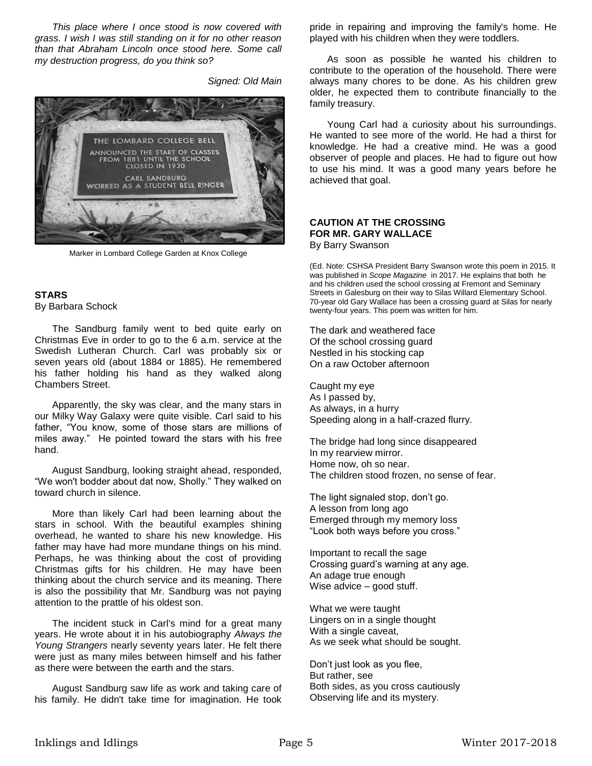*This place where I once stood is now covered with grass. I wish I was still standing on it for no other reason than that Abraham Lincoln once stood here. Some call my destruction progress, do you think so?*

*Signed: Old Main*

Marker in Lombard College Garden at Knox College

**STARS**
By Barbara Schock

The Sandburg family went to bed quite early on Christmas Eve in order to go to the 6 a.m. service at the Swedish Lutheran Church. Carl was probably six or seven years old (about 1884 or 1885). He remembered his father holding his hand as they walked along Chambers Street.

Apparently, the sky was clear, and the many stars in our Milky Way Galaxy were quite visible. Carl said to his father, "You know, some of those stars are millions of miles away." He pointed toward the stars with his free hand.

August Sandburg, looking straight ahead, responded, "We won't bodder about dat now, Sholly." They walked on toward church in silence.

More than likely Carl had been learning about the stars in school. With the beautiful examples shining overhead, he wanted to share his new knowledge. His father may have had more mundane things on his mind. Perhaps, he was thinking about the cost of providing Christmas gifts for his children. He may have been thinking about the church service and its meaning. There is also the possibility that Mr. Sandburg was not paying attention to the prattle of his oldest son.

The incident stuck in Carl's mind for a great many years. He wrote about it in his autobiography *Always the Young Strangers* nearly seventy years later. He felt there were just as many miles between himself and his father as there were between the earth and the stars.

August Sandburg saw life as work and taking care of his family. He didn't take time for imagination. He took pride in repairing and improving the family's home. He played with his children when they were toddlers.

As soon as possible he wanted his children to contribute to the operation of the household. There were always many chores to be done. As his children grew older, he expected them to contribute financially to the family treasury.

Young Carl had a curiosity about his surroundings. He wanted to see more of the world. He had a thirst for knowledge. He had a creative mind. He was a good observer of people and places. He had to figure out how to use his mind. It was a good many years before he achieved that goal.

**CAUTION AT THE CROSSING**
**FOR MR. GARY WALLACE**
By Barry Swanson

(Ed. Note: CSHSA President Barry Swanson wrote this poem in 2015. It was published in *Scope Magazine* in 2017. He explains that both he and his children used the school crossing at Fremont and Seminary Streets in Galesburg on their way to Silas Willard Elementary School. 70-year old Gary Wallace has been a crossing guard at Silas for nearly twenty-four years. This poem was written for him.

The dark and weathered face
Of the school crossing guard
Nestled in his stocking cap
On a raw October afternoon

Caught my eye
As I passed by,
As always, in a hurry
Speeding along in a half-crazed flurry.

The bridge had long since disappeared
In my rearview mirror.
Home now, oh so near.
The children stood frozen, no sense of fear.

The light signaled stop, don't go.
A lesson from long ago
Emerged through my memory loss
"Look both ways before you cross."

Important to recall the sage
Crossing guard's warning at any age.
An adage true enough
Wise advice – good stuff.

What we were taught
Lingers on in a single thought
With a single caveat,
As we seek what should be sought.

Don't just look as you flee,
But rather, see
Both sides, as you cross cautiously
Observing life and its mystery.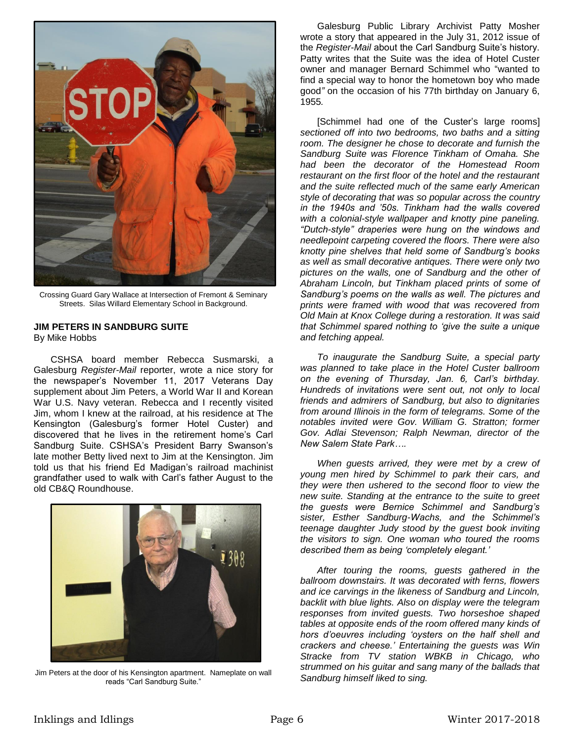Crossing Guard Gary Wallace at Intersection of Fremont & Seminary Streets. Silas Willard Elementary School in Background.

## JIM PETERS IN SANDBURG SUITE

By Mike Hobbs

CSHSA board member Rebecca Susmarski, a Galesburg *Register-Mail* reporter, wrote a nice story for the newspaper's November 11, 2017 Veterans Day supplement about Jim Peters, a World War II and Korean War U.S. Navy veteran. Rebecca and I recently visited Jim, whom I knew at the railroad, at his residence at The Kensington (Galesburg's former Hotel Custer) and discovered that he lives in the retirement home's Carl Sandburg Suite. CSHSA's President Barry Swanson's late mother Betty lived next to Jim at the Kensington. Jim told us that his friend Ed Madigan's railroad machinist grandfather used to walk with Carl's father August to the old CB&Q Roundhouse.

Jim Peters at the door of his Kensington apartment. Nameplate on wall reads "Carl Sandburg Suite."

Galesburg Public Library Archivist Patty Mosher wrote a story that appeared in the July 31, 2012 issue of the *Register-Mail* about the Carl Sandburg Suite's history. Patty writes that the Suite was the idea of Hotel Custer owner and manager Bernard Schimmel who "wanted to find a special way to honor the hometown boy who made good*"* on the occasion of his 77th birthday on January 6, 1955*.*

[Schimmel had one of the Custer's large rooms] *sectioned off into two bedrooms, two baths and a sitting room. The designer he chose to decorate and furnish the Sandburg Suite was Florence Tinkham of Omaha. She had been the decorator of the Homestead Room restaurant on the first floor of the hotel and the restaurant and the suite reflected much of the same early American style of decorating that was so popular across the country in the 1940s and '50s. Tinkham had the walls covered with a colonial-style wallpaper and knotty pine paneling. "Dutch-style" draperies were hung on the windows and needlepoint carpeting covered the floors. There were also knotty pine shelves that held some of Sandburg's books as well as small decorative antiques. There were only two pictures on the walls, one of Sandburg and the other of Abraham Lincoln, but Tinkham placed prints of some of Sandburg's poems on the walls as well. The pictures and prints were framed with wood that was recovered from Old Main at Knox College during a restoration. It was said that Schimmel spared nothing to 'give the suite a unique and fetching appeal.*

*To inaugurate the Sandburg Suite, a special party was planned to take place in the Hotel Custer ballroom on the evening of Thursday, Jan. 6, Carl's birthday. Hundreds of invitations were sent out, not only to local friends and admirers of Sandburg, but also to dignitaries from around Illinois in the form of telegrams. Some of the notables invited were Gov. William G. Stratton; former Gov. Adlai Stevenson; Ralph Newman, director of the New Salem State Park….*

*When guests arrived, they were met by a crew of young men hired by Schimmel to park their cars, and they were then ushered to the second floor to view the new suite. Standing at the entrance to the suite to greet the guests were Bernice Schimmel and Sandburg's sister, Esther Sandburg-Wachs, and the Schimmel's teenage daughter Judy stood by the guest book inviting the visitors to sign. One woman who toured the rooms described them as being 'completely elegant.'*

*After touring the rooms, guests gathered in the ballroom downstairs. It was decorated with ferns, flowers and ice carvings in the likeness of Sandburg and Lincoln, backlit with blue lights. Also on display were the telegram responses from invited guests. Two horseshoe shaped tables at opposite ends of the room offered many kinds of hors d'oeuvres including 'oysters on the half shell and crackers and cheese.' Entertaining the guests was Win Stracke from TV station WBKB in Chicago, who strummed on his guitar and sang many of the ballads that Sandburg himself liked to sing.*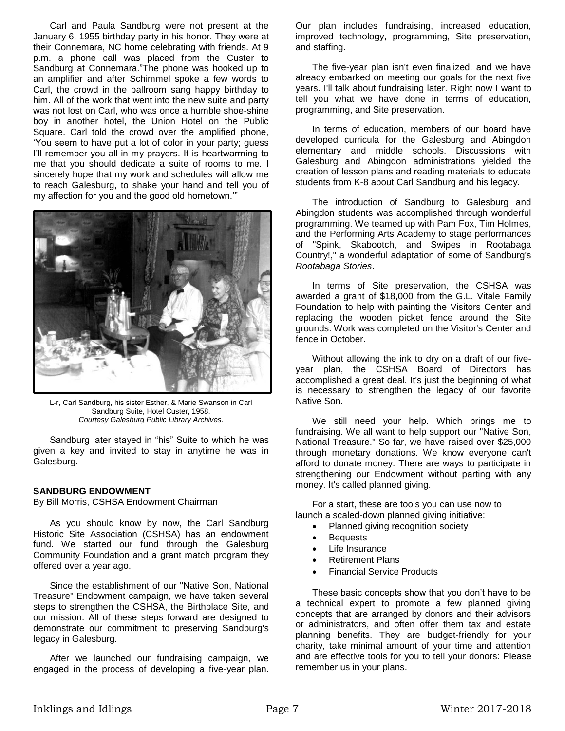Carl and Paula Sandburg were not present at the January 6, 1955 birthday party in his honor. They were at their Connemara, NC home celebrating with friends. At 9 p.m. a phone call was placed from the Custer to Sandburg at Connemara."The phone was hooked up to an amplifier and after Schimmel spoke a few words to Carl, the crowd in the ballroom sang happy birthday to him. All of the work that went into the new suite and party was not lost on Carl, who was once a humble shoe-shine boy in another hotel, the Union Hotel on the Public Square. Carl told the crowd over the amplified phone, 'You seem to have put a lot of color in your party; guess I'll remember you all in my prayers. It is heartwarming to me that you should dedicate a suite of rooms to me. I sincerely hope that my work and schedules will allow me to reach Galesburg, to shake your hand and tell you of my affection for you and the good old hometown.'"

L-r, Carl Sandburg, his sister Esther, & Marie Swanson in Carl Sandburg Suite, Hotel Custer, 1958.
*Courtesy Galesburg Public Library Archives*.

Sandburg later stayed in "his" Suite to which he was given a key and invited to stay in anytime he was in Galesburg.

**SANDBURG ENDOWMENT**

By Bill Morris, CSHSA Endowment Chairman

As you should know by now, the Carl Sandburg Historic Site Association (CSHSA) has an endowment fund. We started our fund through the Galesburg Community Foundation and a grant match program they offered over a year ago.

Since the establishment of our "Native Son, National Treasure" Endowment campaign, we have taken several steps to strengthen the CSHSA, the Birthplace Site, and our mission. All of these steps forward are designed to demonstrate our commitment to preserving Sandburg's legacy in Galesburg.

After we launched our fundraising campaign, we engaged in the process of developing a five-year plan. Our plan includes fundraising, increased education, improved technology, programming, Site preservation, and staffing.

The five-year plan isn't even finalized, and we have already embarked on meeting our goals for the next five years. I'll talk about fundraising later. Right now I want to tell you what we have done in terms of education, programming, and Site preservation.

In terms of education, members of our board have developed curricula for the Galesburg and Abingdon elementary and middle schools. Discussions with Galesburg and Abingdon administrations yielded the creation of lesson plans and reading materials to educate students from K-8 about Carl Sandburg and his legacy.

The introduction of Sandburg to Galesburg and Abingdon students was accomplished through wonderful programming. We teamed up with Pam Fox, Tim Holmes, and the Performing Arts Academy to stage performances of "Spink, Skabootch, and Swipes in Rootabaga Country!," a wonderful adaptation of some of Sandburg's *Rootabaga Stories*.

In terms of Site preservation, the CSHSA was awarded a grant of $18,000 from the G.L. Vitale Family Foundation to help with painting the Visitors Center and replacing the wooden picket fence around the Site grounds. Work was completed on the Visitor's Center and fence in October.

Without allowing the ink to dry on a draft of our five-year plan, the CSHSA Board of Directors has accomplished a great deal. It's just the beginning of what is necessary to strengthen the legacy of our favorite Native Son.

We still need your help. Which brings me to fundraising. We all want to help support our "Native Son, National Treasure." So far, we have raised over $25,000 through monetary donations. We know everyone can't afford to donate money. There are ways to participate in strengthening our Endowment without parting with any money. It's called planned giving.

For a start, these are tools you can use now to launch a scaled-down planned giving initiative:

- Planned giving recognition society
- Bequests
- Life Insurance
- Retirement Plans
- Financial Service Products

These basic concepts show that you don't have to be a technical expert to promote a few planned giving concepts that are arranged by donors and their advisors or administrators, and often offer them tax and estate planning benefits. They are budget-friendly for your charity, take minimal amount of your time and attention and are effective tools for you to tell your donors: Please remember us in your plans.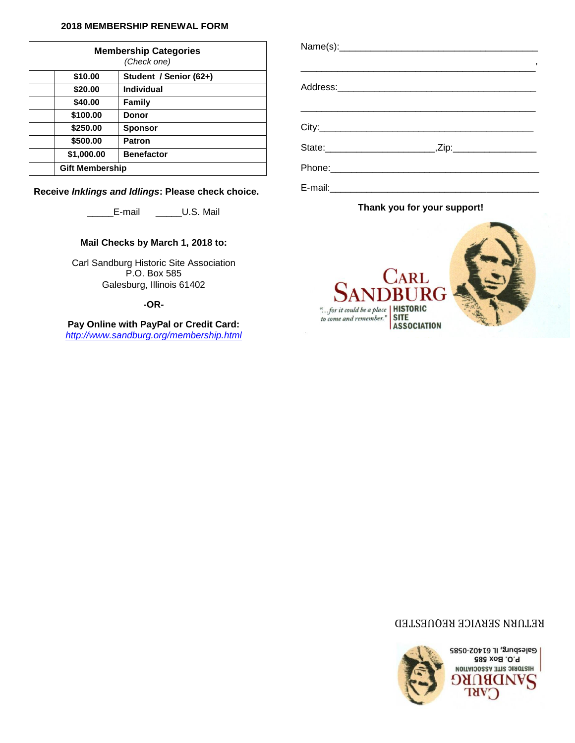**2018 MEMBERSHIP RENEWAL FORM**

| Membership Categories *(Check one)* | | |
|---|---|---|
| | **$10.00** | **Student / Senior (62+)** |
| | **$20.00** | **Individual** |
| | **$40.00** | **Family** |
| | **$100.00** | **Donor** |
| | **$250.00** | **Sponsor** |
| | **$500.00** | **Patron** |
| | **$1,000.00** | **Benefactor** |
| | **Gift Membership** | |

**Receive *Inklings and Idlings*: Please check choice.**

_____E-mail _____U.S. Mail

**Mail Checks by March 1, 2018 to:**

Carl Sandburg Historic Site Association
P.O. Box 585
Galesburg, Illinois 61402

**-OR-**

**Pay Online with PayPal or Credit Card:**
*http://www.sandburg.org/membership.html*

Name(s):_______________________________________

_______________________________________________,

Address:_______________________________________

_______________________________________________

City:__________________________________________

State:_____________________,Zip:_______________

Phone:_________________________________________

E-mail:________________________________________

**Thank you for your support!**

CARL SANDBURG
"...for it could be a place to come and remember."
HISTORIC SITE ASSOCIATION

RETURN SERVICE REQUESTED

CARL SANDBURG
HISTORIC SITE ASSOCIATION
P.O. Box 585
Galesburg, IL 61402-0585